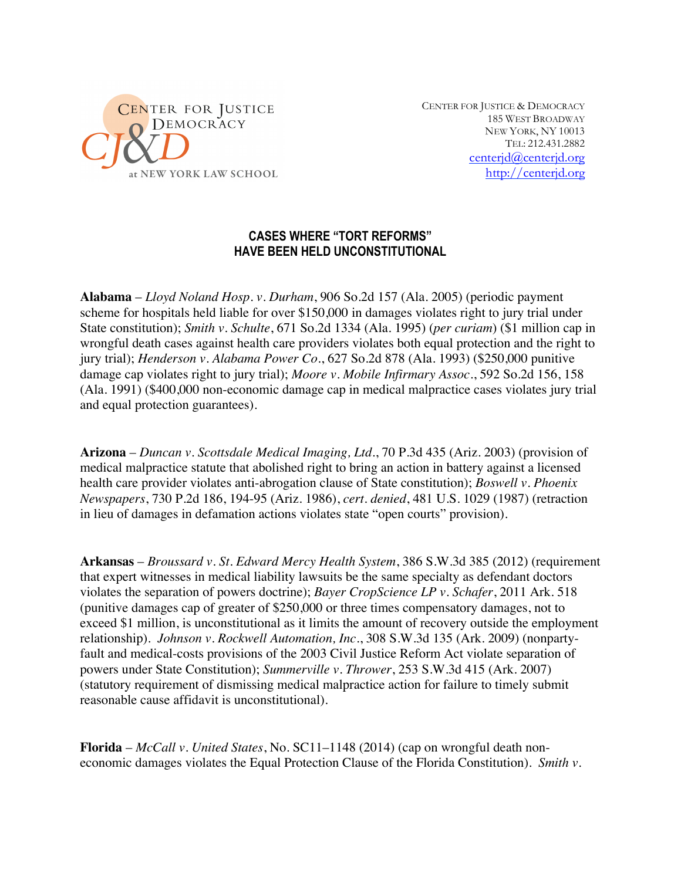CENTER FOR JUSTICE & DEMOCRACY
185 WEST BROADWAY
NEW YORK, NY 10013
TEL: 212.431.2882
centerjd@centerjd.org
http://centerjd.org

## CASES WHERE "TORT REFORMS" HAVE BEEN HELD UNCONSTITUTIONAL

**Alabama** – *Lloyd Noland Hosp. v. Durham*, 906 So.2d 157 (Ala. 2005) (periodic payment scheme for hospitals held liable for over $150,000 in damages violates right to jury trial under State constitution); *Smith v. Schulte*, 671 So.2d 1334 (Ala. 1995) (*per curiam*) ($1 million cap in wrongful death cases against health care providers violates both equal protection and the right to jury trial); *Henderson v. Alabama Power Co*., 627 So.2d 878 (Ala. 1993) ($250,000 punitive damage cap violates right to jury trial); *Moore v. Mobile Infirmary Assoc*., 592 So.2d 156, 158 (Ala. 1991) ($400,000 non-economic damage cap in medical malpractice cases violates jury trial and equal protection guarantees).

**Arizona** – *Duncan v. Scottsdale Medical Imaging, Ltd*., 70 P.3d 435 (Ariz. 2003) (provision of medical malpractice statute that abolished right to bring an action in battery against a licensed health care provider violates anti-abrogation clause of State constitution); *Boswell v. Phoenix Newspapers*, 730 P.2d 186, 194-95 (Ariz. 1986), *cert. denied*, 481 U.S. 1029 (1987) (retraction in lieu of damages in defamation actions violates state "open courts" provision).

**Arkansas** – *Broussard v. St. Edward Mercy Health System*, 386 S.W.3d 385 (2012) (requirement that expert witnesses in medical liability lawsuits be the same specialty as defendant doctors violates the separation of powers doctrine); *Bayer CropScience LP v. Schafer*, 2011 Ark. 518 (punitive damages cap of greater of $250,000 or three times compensatory damages, not to exceed $1 million, is unconstitutional as it limits the amount of recovery outside the employment relationship). *Johnson v. Rockwell Automation, Inc*., 308 S.W.3d 135 (Ark. 2009) (nonparty-fault and medical-costs provisions of the 2003 Civil Justice Reform Act violate separation of powers under State Constitution); *Summerville v. Thrower*, 253 S.W.3d 415 (Ark. 2007) (statutory requirement of dismissing medical malpractice action for failure to timely submit reasonable cause affidavit is unconstitutional).

**Florida** – *McCall v. United States*, No. SC11–1148 (2014) (cap on wrongful death non-economic damages violates the Equal Protection Clause of the Florida Constitution). *Smith v.*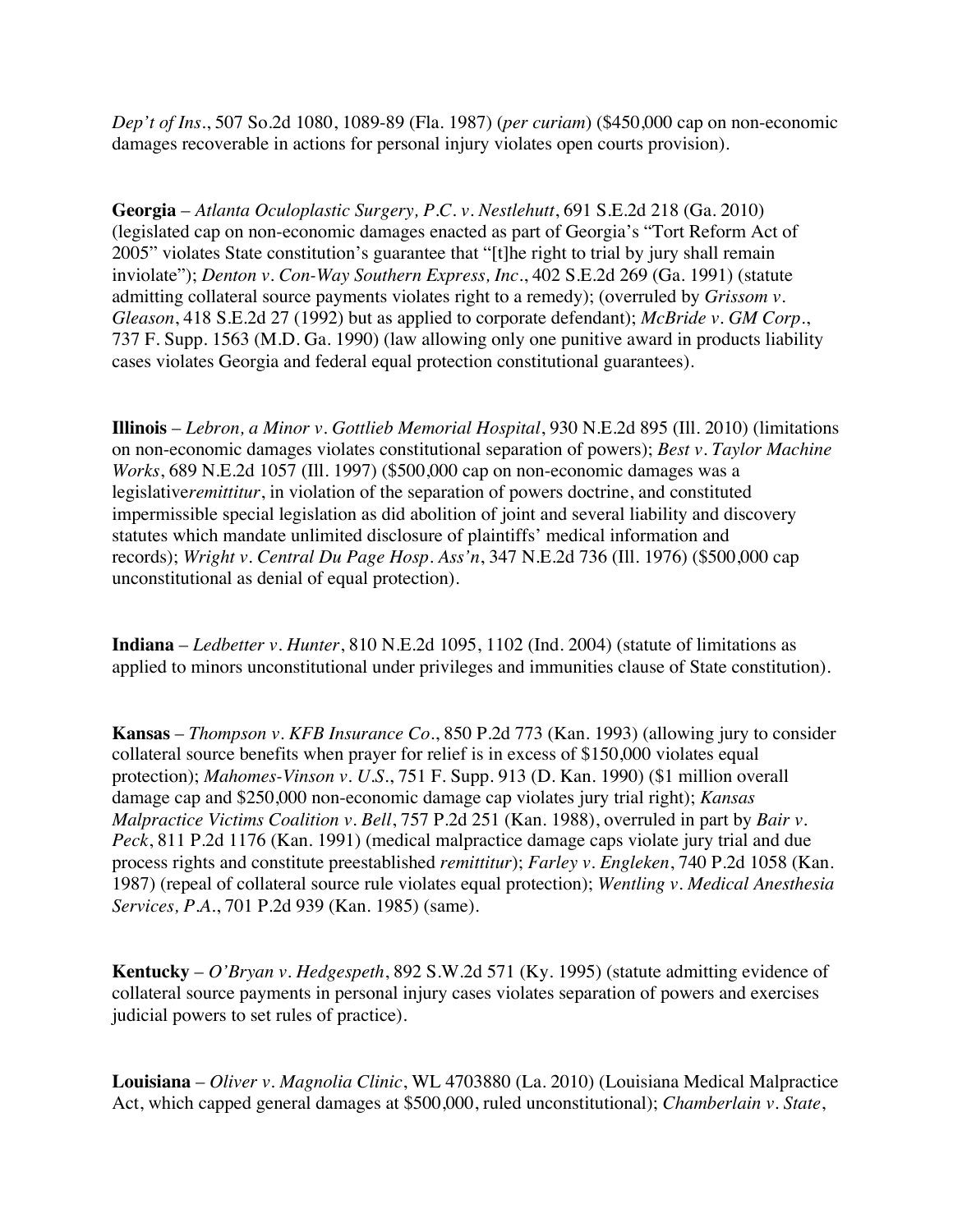*Dep't of Ins*., 507 So.2d 1080, 1089-89 (Fla. 1987) (*per curiam*) ($450,000 cap on non-economic damages recoverable in actions for personal injury violates open courts provision).

**Georgia** – *Atlanta Oculoplastic Surgery, P.C. v. Nestlehutt*, 691 S.E.2d 218 (Ga. 2010) (legislated cap on non-economic damages enacted as part of Georgia's "Tort Reform Act of 2005" violates State constitution's guarantee that "[t]he right to trial by jury shall remain inviolate"); *Denton v. Con-Way Southern Express, Inc*., 402 S.E.2d 269 (Ga. 1991) (statute admitting collateral source payments violates right to a remedy); (overruled by *Grissom v. Gleason*, 418 S.E.2d 27 (1992) but as applied to corporate defendant); *McBride v. GM Corp*., 737 F. Supp. 1563 (M.D. Ga. 1990) (law allowing only one punitive award in products liability cases violates Georgia and federal equal protection constitutional guarantees).

**Illinois** – *Lebron, a Minor v. Gottlieb Memorial Hospital*, 930 N.E.2d 895 (Ill. 2010) (limitations on non-economic damages violates constitutional separation of powers); *Best v. Taylor Machine Works*, 689 N.E.2d 1057 (Ill. 1997) ($500,000 cap on non-economic damages was a legislative*remittitur*, in violation of the separation of powers doctrine, and constituted impermissible special legislation as did abolition of joint and several liability and discovery statutes which mandate unlimited disclosure of plaintiffs' medical information and records); *Wright v. Central Du Page Hosp. Ass'n*, 347 N.E.2d 736 (Ill. 1976) ($500,000 cap unconstitutional as denial of equal protection).

**Indiana** – *Ledbetter v. Hunter*, 810 N.E.2d 1095, 1102 (Ind. 2004) (statute of limitations as applied to minors unconstitutional under privileges and immunities clause of State constitution).

**Kansas** – *Thompson v. KFB Insurance Co*., 850 P.2d 773 (Kan. 1993) (allowing jury to consider collateral source benefits when prayer for relief is in excess of $150,000 violates equal protection); *Mahomes-Vinson v. U.S*., 751 F. Supp. 913 (D. Kan. 1990) ($1 million overall damage cap and $250,000 non-economic damage cap violates jury trial right); *Kansas Malpractice Victims Coalition v. Bell*, 757 P.2d 251 (Kan. 1988), overruled in part by *Bair v. Peck*, 811 P.2d 1176 (Kan. 1991) (medical malpractice damage caps violate jury trial and due process rights and constitute preestablished *remittitur*); *Farley v. Engleken*, 740 P.2d 1058 (Kan. 1987) (repeal of collateral source rule violates equal protection); *Wentling v. Medical Anesthesia Services, P.A*., 701 P.2d 939 (Kan. 1985) (same).

**Kentucky** – *O'Bryan v. Hedgespeth*, 892 S.W.2d 571 (Ky. 1995) (statute admitting evidence of collateral source payments in personal injury cases violates separation of powers and exercises judicial powers to set rules of practice).

**Louisiana** – *Oliver v. Magnolia Clinic*, WL 4703880 (La. 2010) (Louisiana Medical Malpractice Act, which capped general damages at $500,000, ruled unconstitutional); *Chamberlain v. State*,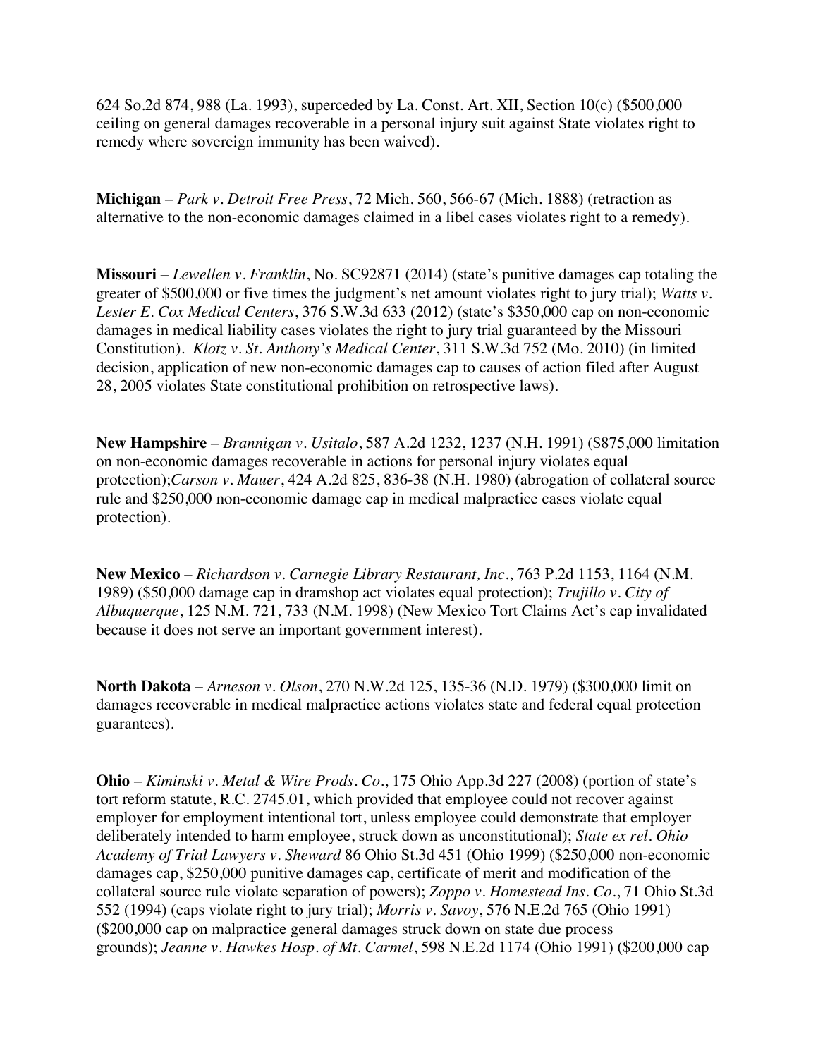624 So.2d 874, 988 (La. 1993), superceded by La. Const. Art. XII, Section 10(c) ($500,000 ceiling on general damages recoverable in a personal injury suit against State violates right to remedy where sovereign immunity has been waived).

**Michigan** – *Park v. Detroit Free Press*, 72 Mich. 560, 566-67 (Mich. 1888) (retraction as alternative to the non-economic damages claimed in a libel cases violates right to a remedy).

**Missouri** – *Lewellen v. Franklin*, No. SC92871 (2014) (state's punitive damages cap totaling the greater of $500,000 or five times the judgment's net amount violates right to jury trial); *Watts v. Lester E. Cox Medical Centers*, 376 S.W.3d 633 (2012) (state's $350,000 cap on non-economic damages in medical liability cases violates the right to jury trial guaranteed by the Missouri Constitution). *Klotz v. St. Anthony's Medical Center*, 311 S.W.3d 752 (Mo. 2010) (in limited decision, application of new non-economic damages cap to causes of action filed after August 28, 2005 violates State constitutional prohibition on retrospective laws).

**New Hampshire** – *Brannigan v. Usitalo*, 587 A.2d 1232, 1237 (N.H. 1991) ($875,000 limitation on non-economic damages recoverable in actions for personal injury violates equal protection);*Carson v. Mauer*, 424 A.2d 825, 836-38 (N.H. 1980) (abrogation of collateral source rule and $250,000 non-economic damage cap in medical malpractice cases violate equal protection).

**New Mexico** – *Richardson v. Carnegie Library Restaurant, Inc*., 763 P.2d 1153, 1164 (N.M. 1989) ($50,000 damage cap in dramshop act violates equal protection); *Trujillo v. City of Albuquerque*, 125 N.M. 721, 733 (N.M. 1998) (New Mexico Tort Claims Act's cap invalidated because it does not serve an important government interest).

**North Dakota** – *Arneson v. Olson*, 270 N.W.2d 125, 135-36 (N.D. 1979) ($300,000 limit on damages recoverable in medical malpractice actions violates state and federal equal protection guarantees).

**Ohio** – *Kiminski v. Metal & Wire Prods. Co*., 175 Ohio App.3d 227 (2008) (portion of state's tort reform statute, R.C. 2745.01, which provided that employee could not recover against employer for employment intentional tort, unless employee could demonstrate that employer deliberately intended to harm employee, struck down as unconstitutional); *State ex rel. Ohio Academy of Trial Lawyers v. Sheward* 86 Ohio St.3d 451 (Ohio 1999) ($250,000 non-economic damages cap, $250,000 punitive damages cap, certificate of merit and modification of the collateral source rule violate separation of powers); *Zoppo v. Homestead Ins. Co*., 71 Ohio St.3d 552 (1994) (caps violate right to jury trial); *Morris v. Savoy*, 576 N.E.2d 765 (Ohio 1991) ($200,000 cap on malpractice general damages struck down on state due process grounds); *Jeanne v. Hawkes Hosp. of Mt. Carmel*, 598 N.E.2d 1174 (Ohio 1991) ($200,000 cap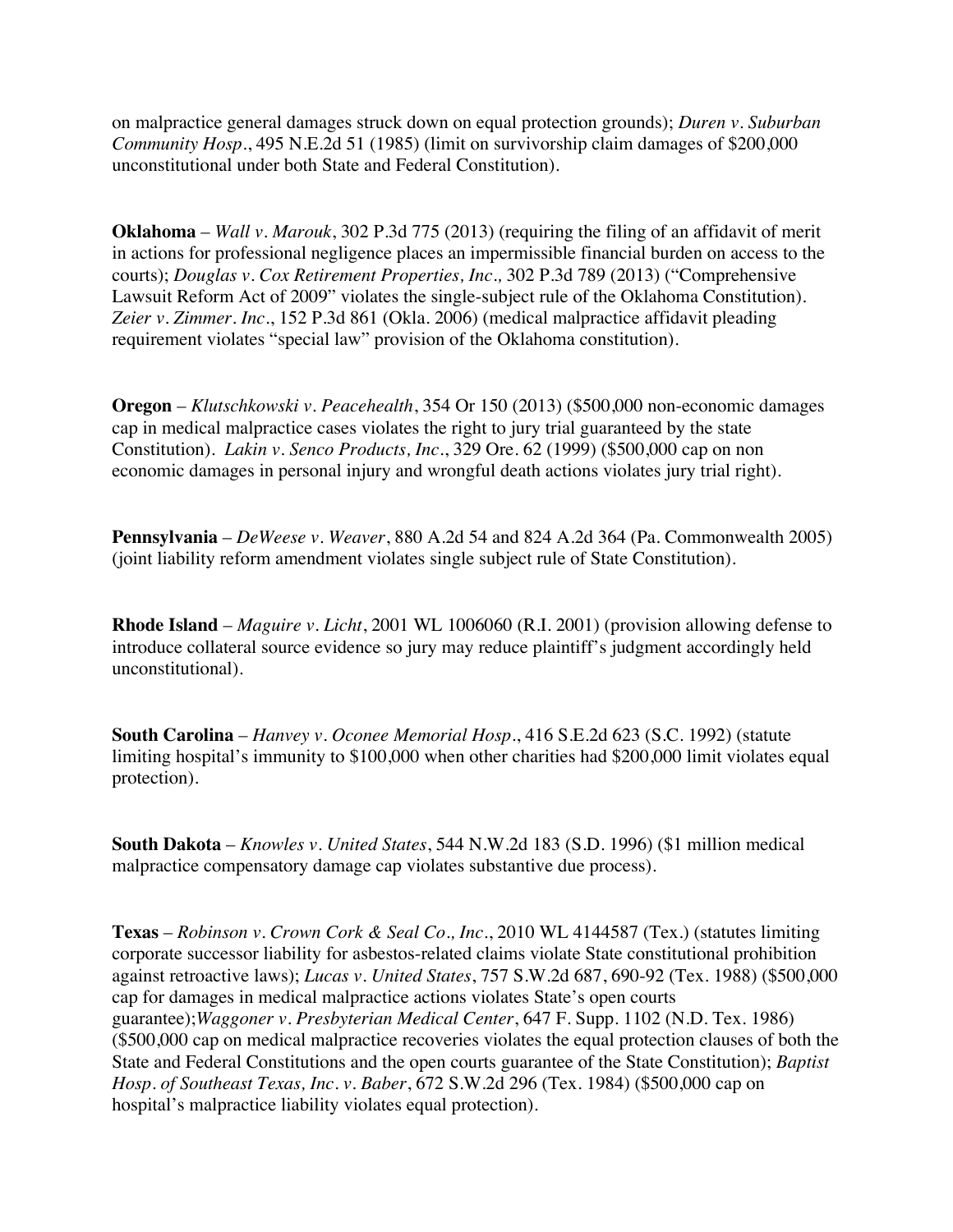on malpractice general damages struck down on equal protection grounds); *Duren v. Suburban Community Hosp.*, 495 N.E.2d 51 (1985) (limit on survivorship claim damages of $200,000 unconstitutional under both State and Federal Constitution).

**Oklahoma** – *Wall v. Marouk*, 302 P.3d 775 (2013) (requiring the filing of an affidavit of merit in actions for professional negligence places an impermissible financial burden on access to the courts); *Douglas v. Cox Retirement Properties, Inc.,* 302 P.3d 789 (2013) ("Comprehensive Lawsuit Reform Act of 2009" violates the single-subject rule of the Oklahoma Constitution). *Zeier v. Zimmer. Inc*., 152 P.3d 861 (Okla. 2006) (medical malpractice affidavit pleading requirement violates "special law" provision of the Oklahoma constitution).

**Oregon** – *Klutschkowski v. Peacehealth*, 354 Or 150 (2013) ($500,000 non-economic damages cap in medical malpractice cases violates the right to jury trial guaranteed by the state Constitution). *Lakin v. Senco Products, Inc*., 329 Ore. 62 (1999) ($500,000 cap on non economic damages in personal injury and wrongful death actions violates jury trial right).

**Pennsylvania** – *DeWeese v. Weaver*, 880 A.2d 54 and 824 A.2d 364 (Pa. Commonwealth 2005) (joint liability reform amendment violates single subject rule of State Constitution).

**Rhode Island** – *Maguire v. Licht*, 2001 WL 1006060 (R.I. 2001) (provision allowing defense to introduce collateral source evidence so jury may reduce plaintiff's judgment accordingly held unconstitutional).

**South Carolina** – *Hanvey v. Oconee Memorial Hosp*., 416 S.E.2d 623 (S.C. 1992) (statute limiting hospital's immunity to $100,000 when other charities had $200,000 limit violates equal protection).

**South Dakota** – *Knowles v. United States*, 544 N.W.2d 183 (S.D. 1996) ($1 million medical malpractice compensatory damage cap violates substantive due process).

**Texas** – *Robinson v. Crown Cork & Seal Co., Inc*., 2010 WL 4144587 (Tex.) (statutes limiting corporate successor liability for asbestos-related claims violate State constitutional prohibition against retroactive laws); *Lucas v. United States*, 757 S.W.2d 687, 690-92 (Tex. 1988) ($500,000 cap for damages in medical malpractice actions violates State's open courts guarantee);*Waggoner v. Presbyterian Medical Center*, 647 F. Supp. 1102 (N.D. Tex. 1986) ($500,000 cap on medical malpractice recoveries violates the equal protection clauses of both the State and Federal Constitutions and the open courts guarantee of the State Constitution); *Baptist Hosp. of Southeast Texas, Inc. v. Baber*, 672 S.W.2d 296 (Tex. 1984) ($500,000 cap on hospital's malpractice liability violates equal protection).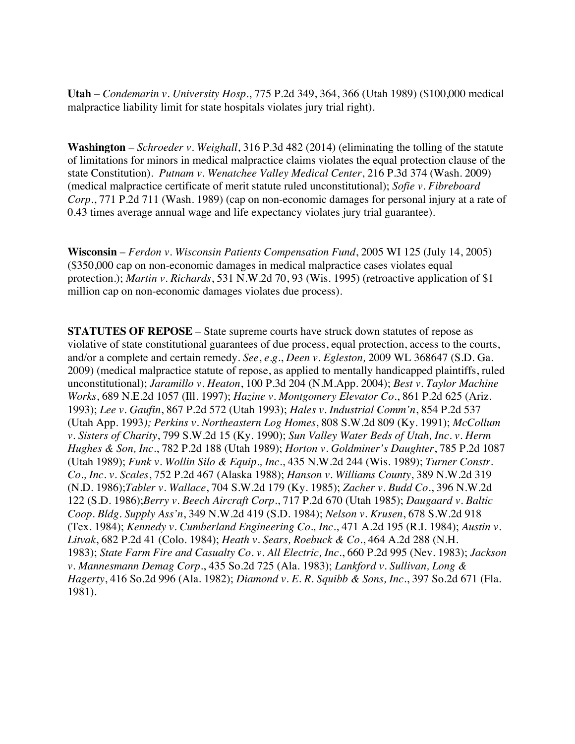**Utah** – *Condemarin v. University Hosp*., 775 P.2d 349, 364, 366 (Utah 1989) ($100,000 medical malpractice liability limit for state hospitals violates jury trial right).

**Washington** – *Schroeder v. Weighall*, 316 P.3d 482 (2014) (eliminating the tolling of the statute of limitations for minors in medical malpractice claims violates the equal protection clause of the state Constitution). *Putnam v. Wenatchee Valley Medical Center*, 216 P.3d 374 (Wash. 2009) (medical malpractice certificate of merit statute ruled unconstitutional); *Sofie v. Fibreboard Corp*., 771 P.2d 711 (Wash. 1989) (cap on non-economic damages for personal injury at a rate of 0.43 times average annual wage and life expectancy violates jury trial guarantee).

**Wisconsin** – *Ferdon v. Wisconsin Patients Compensation Fund*, 2005 WI 125 (July 14, 2005) ($350,000 cap on non-economic damages in medical malpractice cases violates equal protection.); *Martin v. Richards*, 531 N.W.2d 70, 93 (Wis. 1995) (retroactive application of $1 million cap on non-economic damages violates due process).

**STATUTES OF REPOSE** – State supreme courts have struck down statutes of repose as violative of state constitutional guarantees of due process, equal protection, access to the courts, and/or a complete and certain remedy. *See, e.g., Deen v. Egleston,* 2009 WL 368647 (S.D. Ga. 2009) (medical malpractice statute of repose, as applied to mentally handicapped plaintiffs, ruled unconstitutional); *Jaramillo v. Heaton*, 100 P.3d 204 (N.M.App. 2004); *Best v. Taylor Machine Works*, 689 N.E.2d 1057 (Ill. 1997); *Hazine v. Montgomery Elevator Co*., 861 P.2d 625 (Ariz. 1993); *Lee v. Gaufin*, 867 P.2d 572 (Utah 1993); *Hales v. Industrial Comm'n*, 854 P.2d 537 (Utah App. 1993); *Perkins v. Northeastern Log Homes*, 808 S.W.2d 809 (Ky. 1991); *McCollum v. Sisters of Charity*, 799 S.W.2d 15 (Ky. 1990); *Sun Valley Water Beds of Utah, Inc. v. Herm Hughes & Son, Inc*., 782 P.2d 188 (Utah 1989); *Horton v. Goldminer's Daughter*, 785 P.2d 1087 (Utah 1989); *Funk v. Wollin Silo & Equip., Inc*., 435 N.W.2d 244 (Wis. 1989); *Turner Constr. Co., Inc. v. Scales*, 752 P.2d 467 (Alaska 1988); *Hanson v. Williams County*, 389 N.W.2d 319 (N.D. 1986); *Tabler v. Wallace*, 704 S.W.2d 179 (Ky. 1985); *Zacher v. Budd Co*., 396 N.W.2d 122 (S.D. 1986); *Berry v. Beech Aircraft Corp*., 717 P.2d 670 (Utah 1985); *Daugaard v. Baltic Coop. Bldg. Supply Ass'n*, 349 N.W.2d 419 (S.D. 1984); *Nelson v. Krusen*, 678 S.W.2d 918 (Tex. 1984); *Kennedy v. Cumberland Engineering Co., Inc*., 471 A.2d 195 (R.I. 1984); *Austin v. Litvak*, 682 P.2d 41 (Colo. 1984); *Heath v. Sears, Roebuck & Co*., 464 A.2d 288 (N.H. 1983); *State Farm Fire and Casualty Co. v. All Electric, Inc*., 660 P.2d 995 (Nev. 1983); *Jackson v. Mannesmann Demag Corp*., 435 So.2d 725 (Ala. 1983); *Lankford v. Sullivan, Long & Hagerty*, 416 So.2d 996 (Ala. 1982); *Diamond v. E. R. Squibb & Sons, Inc*., 397 So.2d 671 (Fla. 1981).